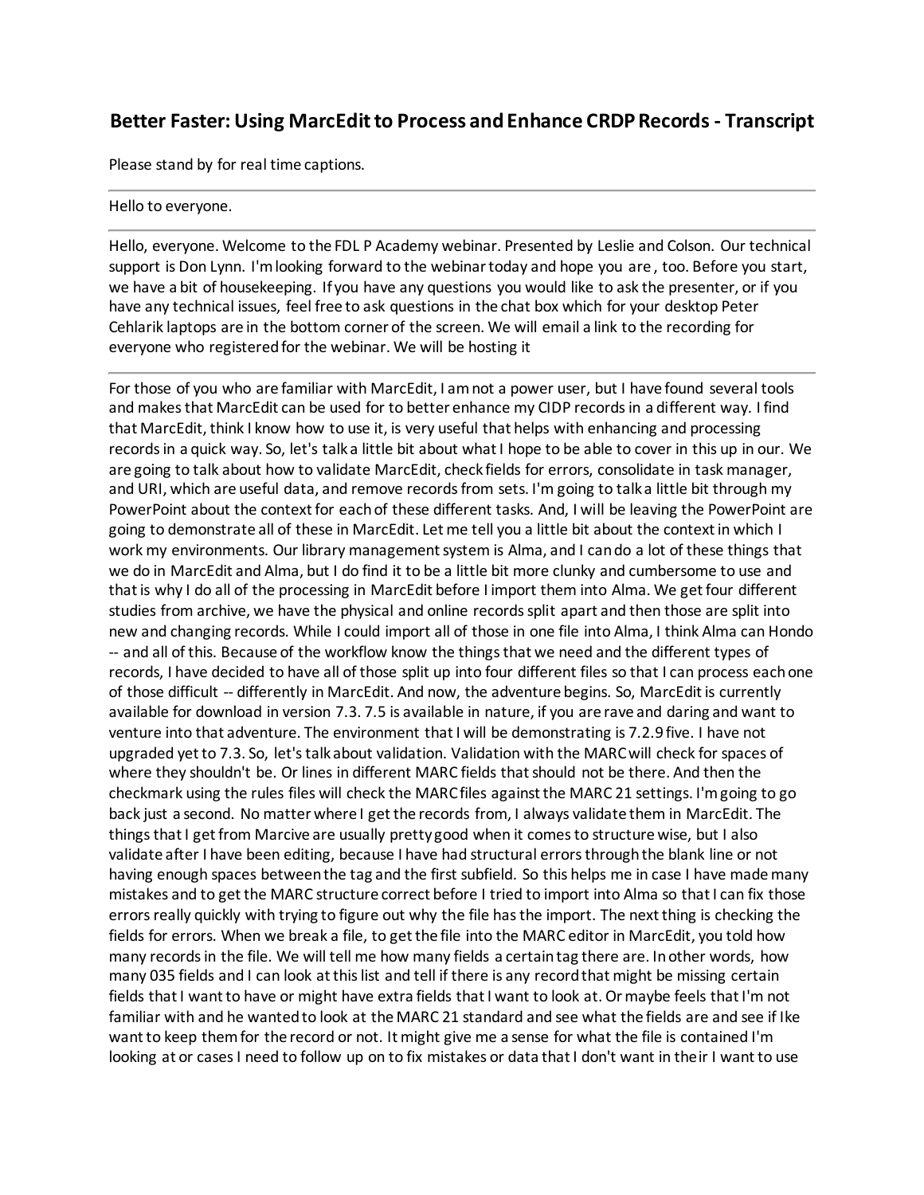# Better Faster: Using MarcEdit to Process and Enhance CRDP Records - Transcript

Please stand by for real time captions.

---

Hello to everyone.

---

Hello, everyone. Welcome to the FDL P Academy webinar. Presented by Leslie and Colson. Our technical support is Don Lynn. I'm looking forward to the webinar today and hope you are , too. Before you start, we have a bit of housekeeping. If you have any questions you would like to ask the presenter, or if you have any technical issues, feel free to ask questions in the chat box which for your desktop Peter Cehlarik laptops are in the bottom corner of the screen. We will email a link to the recording for everyone who registered for the webinar. We will be hosting it

---

For those of you who are familiar with MarcEdit, I am not a power user, but I have found several tools and makes that MarcEdit can be used for to better enhance my CIDP records in a different way. I find that MarcEdit, think I know how to use it, is very useful that helps with enhancing and processing records in a quick way. So, let's talk a little bit about what I hope to be able to cover in this up in our. We are going to talk about how to validate MarcEdit, check fields for errors, consolidate in task manager, and URI, which are useful data, and remove records from sets. I'm going to talk a little bit through my PowerPoint about the context for each of these different tasks. And, I will be leaving the PowerPoint are going to demonstrate all of these in MarcEdit. Let me tell you a little bit about the context in which I work my environments. Our library management system is Alma, and I can do a lot of these things that we do in MarcEdit and Alma, but I do find it to be a little bit more clunky and cumbersome to use and that is why I do all of the processing in MarcEdit before I import them into Alma. We get four different studies from archive, we have the physical and online records split apart and then those are split into new and changing records. While I could import all of those in one file into Alma, I think Alma can Hondo -- and all of this. Because of the workflow know the things that we need and the different types of records, I have decided to have all of those split up into four different files so that I can process each one of those difficult -- differently in MarcEdit. And now, the adventure begins. So, MarcEdit is currently available for download in version 7.3. 7.5 is available in nature, if you are rave and daring and want to venture into that adventure. The environment that I will be demonstrating is 7.2.9 five. I have not upgraded yet to 7.3. So, let's talk about validation. Validation with the MARC will check for spaces of where they shouldn't be. Or lines in different MARC fields that should not be there. And then the checkmark using the rules files will check the MARC files against the MARC 21 settings. I'm going to go back just a second. No matter where I get the records from, I always validate them in MarcEdit. The things that I get from Marcive are usually pretty good when it comes to structure wise, but I also validate after I have been editing, because I have had structural errors through the blank line or not having enough spaces between the tag and the first subfield. So this helps me in case I have made many mistakes and to get the MARC structure correct before I tried to import into Alma so that I can fix those errors really quickly with trying to figure out why the file has the import. The next thing is checking the fields for errors. When we break a file, to get the file into the MARC editor in MarcEdit, you told how many records in the file. We will tell me how many fields a certain tag there are. In other words, how many 035 fields and I can look at this list and tell if there is any record that might be missing certain fields that I want to have or might have extra fields that I want to look at. Or maybe feels that I'm not familiar with and he wanted to look at the MARC 21 standard and see what the fields are and see if Ike want to keep them for the record or not. It might give me a sense for what the file is contained I'm looking at or cases I need to follow up on to fix mistakes or data that I don't want in their I want to use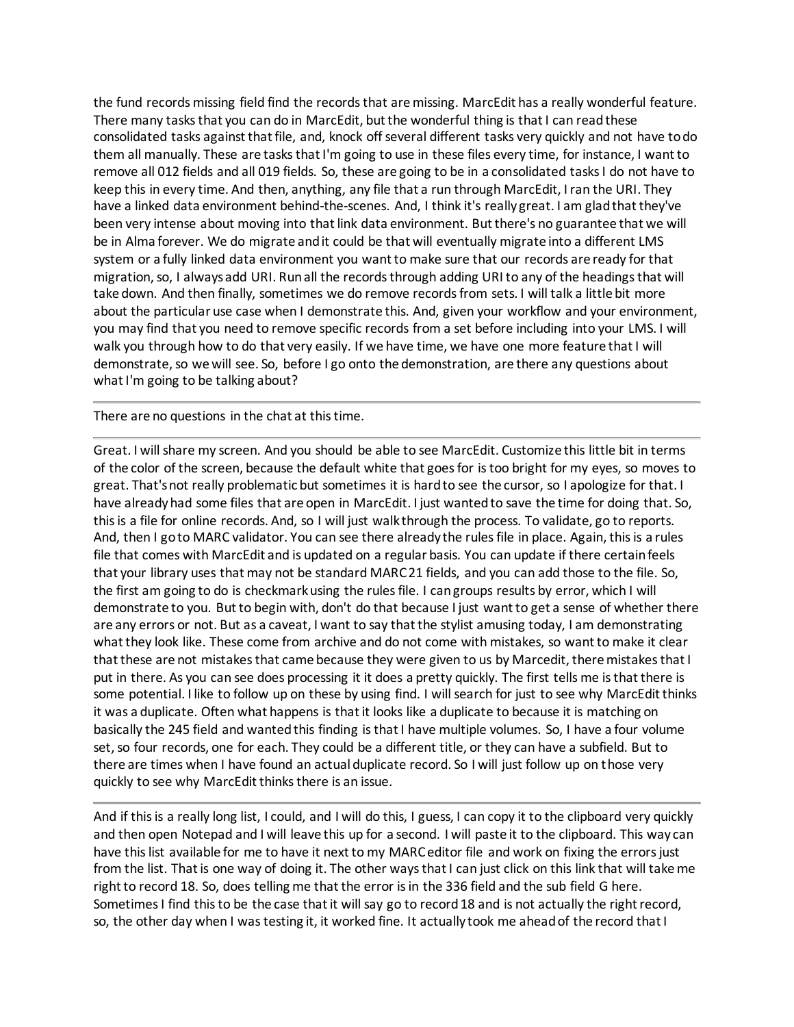the fund records missing field find the records that are missing. MarcEdit has a really wonderful feature. There many tasks that you can do in MarcEdit, but the wonderful thing is that I can read these consolidated tasks against that file, and, knock off several different tasks very quickly and not have to do them all manually. These are tasks that I'm going to use in these files every time, for instance, I want to remove all 012 fields and all 019 fields. So, these are going to be in a consolidated tasks I do not have to keep this in every time. And then, anything, any file that a run through MarcEdit, I ran the URI. They have a linked data environment behind-the-scenes. And, I think it's really great. I am glad that they've been very intense about moving into that link data environment. But there's no guarantee that we will be in Alma forever. We do migrate and it could be that will eventually migrate into a different LMS system or a fully linked data environment you want to make sure that our records are ready for that migration, so, I always add URI. Run all the records through adding URI to any of the headings that will take down. And then finally, sometimes we do remove records from sets. I will talk a little bit more about the particular use case when I demonstrate this. And, given your workflow and your environment, you may find that you need to remove specific records from a set before including into your LMS. I will walk you through how to do that very easily. If we have time, we have one more feature that I will demonstrate, so we will see. So, before I go onto the demonstration, are there any questions about what I'm going to be talking about?

---

There are no questions in the chat at this time.

---

Great. I will share my screen. And you should be able to see MarcEdit. Customize this little bit in terms of the color of the screen, because the default white that goes for is too bright for my eyes, so moves to great. That's not really problematic but sometimes it is hard to see the cursor, so I apologize for that. I have already had some files that are open in MarcEdit. I just wanted to save the time for doing that. So, this is a file for online records. And, so I will just walk through the process. To validate, go to reports. And, then I go to MARC validator. You can see there already the rules file in place. Again, this is a rules file that comes with MarcEdit and is updated on a regular basis. You can update if there certain feels that your library uses that may not be standard MARC21 fields, and you can add those to the file. So, the first am going to do is checkmark using the rules file. I can groups results by error, which I will demonstrate to you. But to begin with, don't do that because I just want to get a sense of whether there are any errors or not. But as a caveat, I want to say that the stylist amusing today, I am demonstrating what they look like. These come from archive and do not come with mistakes, so want to make it clear that these are not mistakes that came because they were given to us by Marcedit, there mistakes that I put in there. As you can see does processing it it does a pretty quickly. The first tells me is that there is some potential. I like to follow up on these by using find. I will search for just to see why MarcEdit thinks it was a duplicate. Often what happens is that it looks like a duplicate to because it is matching on basically the 245 field and wanted this finding is that I have multiple volumes. So, I have a four volume set, so four records, one for each. They could be a different title, or they can have a subfield. But to there are times when I have found an actual duplicate record. So I will just follow up on those very quickly to see why MarcEdit thinks there is an issue.

---

And if this is a really long list, I could, and I will do this, I guess, I can copy it to the clipboard very quickly and then open Notepad and I will leave this up for a second. I will paste it to the clipboard. This way can have this list available for me to have it next to my MARC editor file and work on fixing the errors just from the list. That is one way of doing it. The other ways that I can just click on this link that will take me right to record 18. So, does telling me that the error is in the 336 field and the sub field G here. Sometimes I find this to be the case that it will say go to record 18 and is not actually the right record, so, the other day when I was testing it, it worked fine. It actually took me ahead of the record that I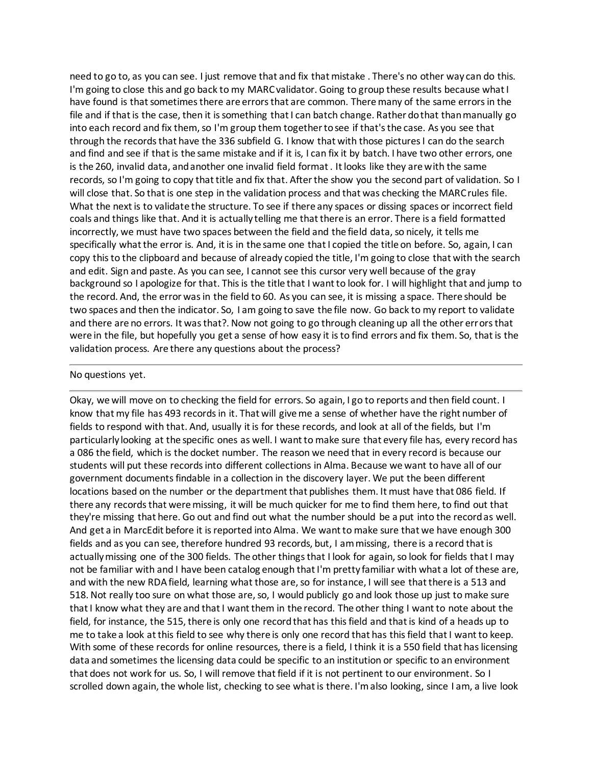need to go to, as you can see. I just remove that and fix that mistake . There's no other way can do this. I'm going to close this and go back to my MARC validator. Going to group these results because what I have found is that sometimes there are errors that are common. There many of the same errors in the file and if that is the case, then it is something that I can batch change. Rather do that than manually go into each record and fix them, so I'm group them together to see if that's the case. As you see that through the records that have the 336 subfield G. I know that with those pictures I can do the search and find and see if that is the same mistake and if it is, I can fix it by batch. I have two other errors, one is the 260, invalid data, and another one invalid field format . It looks like they are with the same records, so I'm going to copy that title and fix that. After the show you the second part of validation. So I will close that. So that is one step in the validation process and that was checking the MARC rules file. What the next is to validate the structure. To see if there any spaces or dissing spaces or incorrect field coals and things like that. And it is actually telling me that there is an error. There is a field formatted incorrectly, we must have two spaces between the field and the field data, so nicely, it tells me specifically what the error is. And, it is in the same one that I copied the title on before. So, again, I can copy this to the clipboard and because of already copied the title, I'm going to close that with the search and edit. Sign and paste. As you can see, I cannot see this cursor very well because of the gray background so I apologize for that. This is the title that I want to look for. I will highlight that and jump to the record. And, the error was in the field to 60. As you can see, it is missing a space. There should be two spaces and then the indicator. So, I am going to save the file now. Go back to my report to validate and there are no errors. It was that?. Now not going to go through cleaning up all the other errors that were in the file, but hopefully you get a sense of how easy it is to find errors and fix them. So, that is the validation process. Are there any questions about the process?

---

No questions yet.

---

Okay, we will move on to checking the field for errors. So again, I go to reports and then field count. I know that my file has 493 records in it. That will give me a sense of whether have the right number of fields to respond with that. And, usually it is for these records, and look at all of the fields, but I'm particularly looking at the specific ones as well. I want to make sure that every file has, every record has a 086 the field, which is the docket number. The reason we need that in every record is because our students will put these records into different collections in Alma. Because we want to have all of our government documents findable in a collection in the discovery layer. We put the been different locations based on the number or the department that publishes them. It must have that 086 field. If there any records that were missing, it will be much quicker for me to find them here, to find out that they're missing that here. Go out and find out what the number should be a put into the record as well. And get a in MarcEdit before it is reported into Alma. We want to make sure that we have enough 300 fields and as you can see, therefore hundred 93 records, but, I am missing, there is a record that is actually missing one of the 300 fields. The other things that I look for again, so look for fields that I may not be familiar with and I have been catalog enough that I'm pretty familiar with what a lot of these are, and with the new RDA field, learning what those are, so for instance, I will see that there is a 513 and 518. Not really too sure on what those are, so, I would publicly go and look those up just to make sure that I know what they are and that I want them in the record. The other thing I want to note about the field, for instance, the 515, there is only one record that has this field and that is kind of a heads up to me to take a look at this field to see why there is only one record that has this field that I want to keep. With some of these records for online resources, there is a field, I think it is a 550 field that has licensing data and sometimes the licensing data could be specific to an institution or specific to an environment that does not work for us. So, I will remove that field if it is not pertinent to our environment. So I scrolled down again, the whole list, checking to see what is there. I'm also looking, since I am, a live look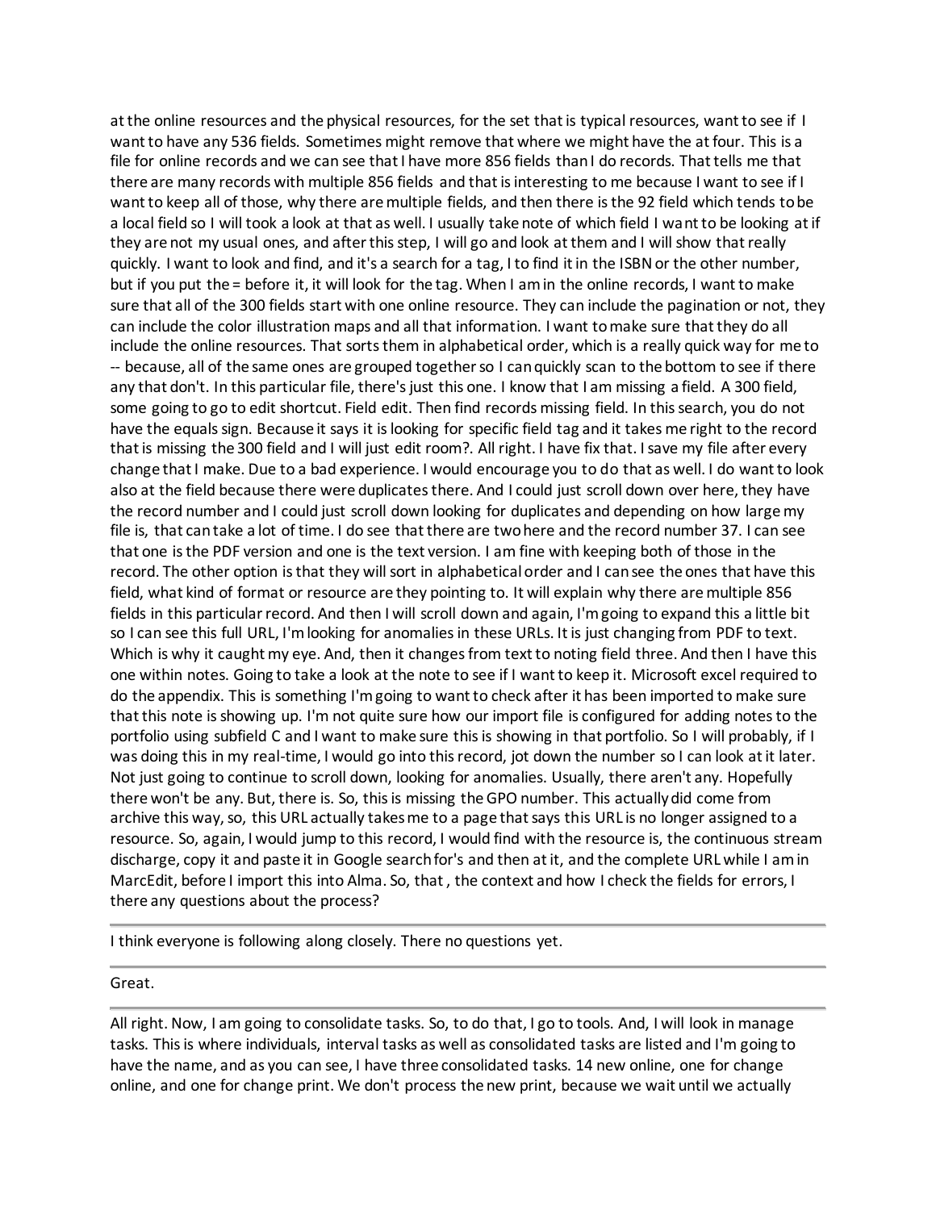at the online resources and the physical resources, for the set that is typical resources, want to see if I want to have any 536 fields. Sometimes might remove that where we might have the at four. This is a file for online records and we can see that I have more 856 fields than I do records. That tells me that there are many records with multiple 856 fields and that is interesting to me because I want to see if I want to keep all of those, why there are multiple fields, and then there is the 92 field which tends to be a local field so I will took a look at that as well. I usually take note of which field I want to be looking at if they are not my usual ones, and after this step, I will go and look at them and I will show that really quickly. I want to look and find, and it's a search for a tag, I to find it in the ISBN or the other number, but if you put the = before it, it will look for the tag. When I am in the online records, I want to make sure that all of the 300 fields start with one online resource. They can include the pagination or not, they can include the color illustration maps and all that information. I want to make sure that they do all include the online resources. That sorts them in alphabetical order, which is a really quick way for me to -- because, all of the same ones are grouped together so I can quickly scan to the bottom to see if there any that don't. In this particular file, there's just this one. I know that I am missing a field. A 300 field, some going to go to edit shortcut. Field edit. Then find records missing field. In this search, you do not have the equals sign. Because it says it is looking for specific field tag and it takes me right to the record that is missing the 300 field and I will just edit room?. All right. I have fix that. I save my file after every change that I make. Due to a bad experience. I would encourage you to do that as well. I do want to look also at the field because there were duplicates there. And I could just scroll down over here, they have the record number and I could just scroll down looking for duplicates and depending on how large my file is, that can take a lot of time. I do see that there are two here and the record number 37. I can see that one is the PDF version and one is the text version. I am fine with keeping both of those in the record. The other option is that they will sort in alphabetical order and I can see the ones that have this field, what kind of format or resource are they pointing to. It will explain why there are multiple 856 fields in this particular record. And then I will scroll down and again, I'm going to expand this a little bit so I can see this full URL, I'm looking for anomalies in these URLs. It is just changing from PDF to text. Which is why it caught my eye. And, then it changes from text to noting field three. And then I have this one within notes. Going to take a look at the note to see if I want to keep it. Microsoft excel required to do the appendix. This is something I'm going to want to check after it has been imported to make sure that this note is showing up. I'm not quite sure how our import file is configured for adding notes to the portfolio using subfield C and I want to make sure this is showing in that portfolio. So I will probably, if I was doing this in my real-time, I would go into this record, jot down the number so I can look at it later. Not just going to continue to scroll down, looking for anomalies. Usually, there aren't any. Hopefully there won't be any. But, there is. So, this is missing the GPO number. This actually did come from archive this way, so, this URL actually takes me to a page that says this URL is no longer assigned to a resource. So, again, I would jump to this record, I would find with the resource is, the continuous stream discharge, copy it and paste it in Google search for's and then at it, and the complete URL while I am in MarcEdit, before I import this into Alma. So, that , the context and how I check the fields for errors, I there any questions about the process?

---

I think everyone is following along closely. There no questions yet.

---

Great.

---

All right. Now, I am going to consolidate tasks. So, to do that, I go to tools. And, I will look in manage tasks. This is where individuals, interval tasks as well as consolidated tasks are listed and I'm going to have the name, and as you can see, I have three consolidated tasks. 14 new online, one for change online, and one for change print. We don't process the new print, because we wait until we actually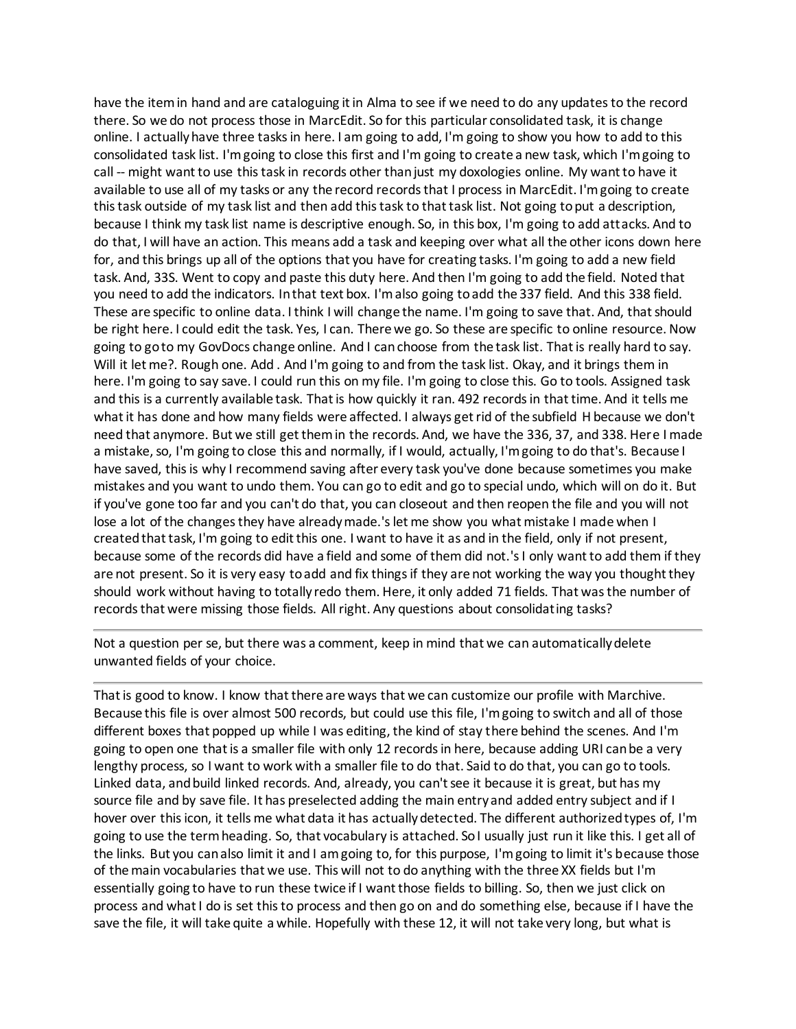have the item in hand and are cataloguing it in Alma to see if we need to do any updates to the record there. So we do not process those in MarcEdit. So for this particular consolidated task, it is change online. I actually have three tasks in here. I am going to add, I'm going to show you how to add to this consolidated task list. I'm going to close this first and I'm going to create a new task, which I'm going to call -- might want to use this task in records other than just my doxologies online. My want to have it available to use all of my tasks or any the record records that I process in MarcEdit. I'm going to create this task outside of my task list and then add this task to that task list. Not going to put a description, because I think my task list name is descriptive enough. So, in this box, I'm going to add attacks. And to do that, I will have an action. This means add a task and keeping over what all the other icons down here for, and this brings up all of the options that you have for creating tasks. I'm going to add a new field task. And, 33S. Went to copy and paste this duty here. And then I'm going to add the field. Noted that you need to add the indicators. In that text box. I'm also going to add the 337 field. And this 338 field. These are specific to online data. I think I will change the name. I'm going to save that. And, that should be right here. I could edit the task. Yes, I can. There we go. So these are specific to online resource. Now going to go to my GovDocs change online. And I can choose from the task list. That is really hard to say. Will it let me?. Rough one. Add . And I'm going to and from the task list. Okay, and it brings them in here. I'm going to say save. I could run this on my file. I'm going to close this. Go to tools. Assigned task and this is a currently available task. That is how quickly it ran. 492 records in that time. And it tells me what it has done and how many fields were affected. I always get rid of the subfield H because we don't need that anymore. But we still get them in the records. And, we have the 336, 37, and 338. Here I made a mistake, so, I'm going to close this and normally, if I would, actually, I'm going to do that's. Because I have saved, this is why I recommend saving after every task you've done because sometimes you make mistakes and you want to undo them. You can go to edit and go to special undo, which will on do it. But if you've gone too far and you can't do that, you can closeout and then reopen the file and you will not lose a lot of the changes they have already made.'s let me show you what mistake I made when I created that task, I'm going to edit this one. I want to have it as and in the field, only if not present, because some of the records did have a field and some of them did not.'s I only want to add them if they are not present. So it is very easy to add and fix things if they are not working the way you thought they should work without having to totally redo them. Here, it only added 71 fields. That was the number of records that were missing those fields. All right. Any questions about consolidating tasks?

---

Not a question per se, but there was a comment, keep in mind that we can automatically delete unwanted fields of your choice.

---

That is good to know. I know that there are ways that we can customize our profile with Marchive. Because this file is over almost 500 records, but could use this file, I'm going to switch and all of those different boxes that popped up while I was editing, the kind of stay there behind the scenes. And I'm going to open one that is a smaller file with only 12 records in here, because adding URI can be a very lengthy process, so I want to work with a smaller file to do that. Said to do that, you can go to tools. Linked data, and build linked records. And, already, you can't see it because it is great, but has my source file and by save file. It has preselected adding the main entry and added entry subject and if I hover over this icon, it tells me what data it has actually detected. The different authorized types of, I'm going to use the term heading. So, that vocabulary is attached. So I usually just run it like this. I get all of the links. But you can also limit it and I am going to, for this purpose, I'm going to limit it's because those of the main vocabularies that we use. This will not to do anything with the three XX fields but I'm essentially going to have to run these twice if I want those fields to billing. So, then we just click on process and what I do is set this to process and then go on and do something else, because if I have the save the file, it will take quite a while. Hopefully with these 12, it will not take very long, but what is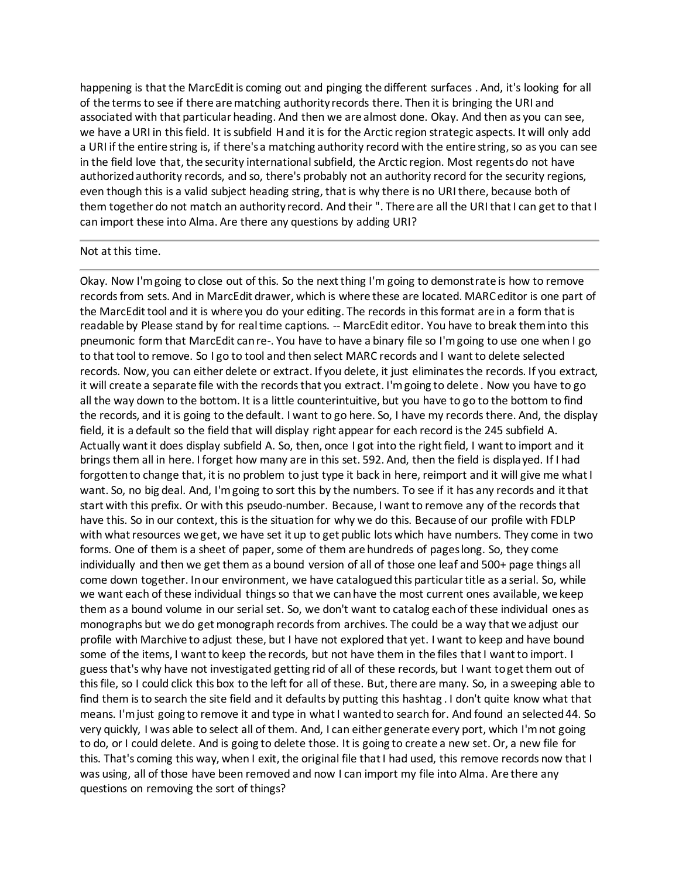happening is that the MarcEdit is coming out and pinging the different surfaces . And, it's looking for all of the terms to see if there are matching authority records there. Then it is bringing the URI and associated with that particular heading. And then we are almost done. Okay. And then as you can see, we have a URI in this field. It is subfield H and it is for the Arctic region strategic aspects. It will only add a URI if the entire string is, if there's a matching authority record with the entire string, so as you can see in the field love that, the security international subfield, the Arctic region. Most regents do not have authorized authority records, and so, there's probably not an authority record for the security regions, even though this is a valid subject heading string, that is why there is no URI there, because both of them together do not match an authority record. And their ". There are all the URI that I can get to that I can import these into Alma. Are there any questions by adding URI?

---

Not at this time.

---

Okay. Now I'm going to close out of this. So the next thing I'm going to demonstrate is how to remove records from sets. And in MarcEdit drawer, which is where these are located. MARC editor is one part of the MarcEdit tool and it is where you do your editing. The records in this format are in a form that is readable by Please stand by for real time captions. -- MarcEdit editor. You have to break them into this pneumonic form that MarcEdit can re-. You have to have a binary file so I'm going to use one when I go to that tool to remove. So I go to tool and then select MARC records and I want to delete selected records. Now, you can either delete or extract. If you delete, it just eliminates the records. If you extract, it will create a separate file with the records that you extract. I'm going to delete . Now you have to go all the way down to the bottom. It is a little counterintuitive, but you have to go to the bottom to find the records, and it is going to the default. I want to go here. So, I have my records there. And, the display field, it is a default so the field that will display right appear for each record is the 245 subfield A. Actually want it does display subfield A. So, then, once I got into the right field, I want to import and it brings them all in here. I forget how many are in this set. 592. And, then the field is displayed. If I had forgotten to change that, it is no problem to just type it back in here, reimport and it will give me what I want. So, no big deal. And, I'm going to sort this by the numbers. To see if it has any records and it that start with this prefix. Or with this pseudo-number. Because, I want to remove any of the records that have this. So in our context, this is the situation for why we do this. Because of our profile with FDLP with what resources we get, we have set it up to get public lots which have numbers. They come in two forms. One of them is a sheet of paper, some of them are hundreds of pages long. So, they come individually and then we get them as a bound version of all of those one leaf and 500+ page things all come down together. In our environment, we have catalogued this particular title as a serial. So, while we want each of these individual things so that we can have the most current ones available, we keep them as a bound volume in our serial set. So, we don't want to catalog each of these individual ones as monographs but we do get monograph records from archives. The could be a way that we adjust our profile with Marchive to adjust these, but I have not explored that yet. I want to keep and have bound some of the items, I want to keep the records, but not have them in the files that I want to import. I guess that's why have not investigated getting rid of all of these records, but I want to get them out of this file, so I could click this box to the left for all of these. But, there are many. So, in a sweeping able to find them is to search the site field and it defaults by putting this hashtag . I don't quite know what that means. I'm just going to remove it and type in what I wanted to search for. And found an selected 44. So very quickly, I was able to select all of them. And, I can either generate every port, which I'm not going to do, or I could delete. And is going to delete those. It is going to create a new set. Or, a new file for this. That's coming this way, when I exit, the original file that I had used, this remove records now that I was using, all of those have been removed and now I can import my file into Alma. Are there any questions on removing the sort of things?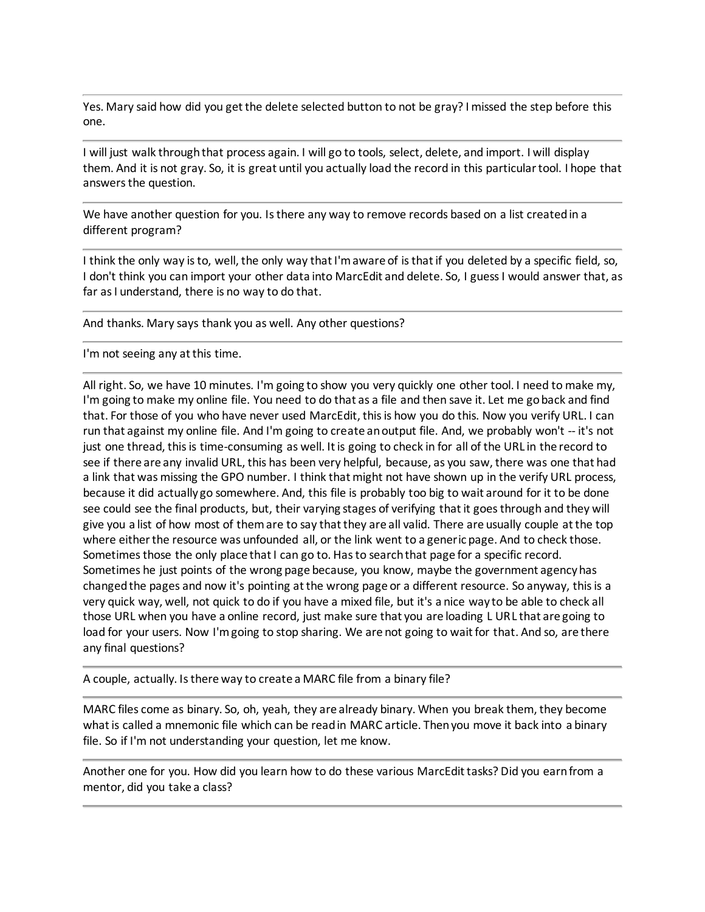Yes. Mary said how did you get the delete selected button to not be gray? I missed the step before this one.

---

I will just walk through that process again. I will go to tools, select, delete, and import. I will display them. And it is not gray. So, it is great until you actually load the record in this particular tool. I hope that answers the question.

---

We have another question for you. Is there any way to remove records based on a list created in a different program?

---

I think the only way is to, well, the only way that I'm aware of is that if you deleted by a specific field, so, I don't think you can import your other data into MarcEdit and delete. So, I guess I would answer that, as far as I understand, there is no way to do that.

---

And thanks. Mary says thank you as well. Any other questions?

---

I'm not seeing any at this time.

---

All right. So, we have 10 minutes. I'm going to show you very quickly one other tool. I need to make my, I'm going to make my online file. You need to do that as a file and then save it. Let me go back and find that. For those of you who have never used MarcEdit, this is how you do this. Now you verify URL. I can run that against my online file. And I'm going to create an output file. And, we probably won't -- it's not just one thread, this is time-consuming as well. It is going to check in for all of the URL in the record to see if there are any invalid URL, this has been very helpful, because, as you saw, there was one that had a link that was missing the GPO number. I think that might not have shown up in the verify URL process, because it did actually go somewhere. And, this file is probably too big to wait around for it to be done see could see the final products, but, their varying stages of verifying that it goes through and they will give you a list of how most of them are to say that they are all valid. There are usually couple at the top where either the resource was unfounded all, or the link went to a generic page. And to check those. Sometimes those the only place that I can go to. Has to search that page for a specific record. Sometimes he just points of the wrong page because, you know, maybe the government agency has changed the pages and now it's pointing at the wrong page or a different resource. So anyway, this is a very quick way, well, not quick to do if you have a mixed file, but it's a nice way to be able to check all those URL when you have a online record, just make sure that you are loading L URL that are going to load for your users. Now I'm going to stop sharing. We are not going to wait for that. And so, are there any final questions?

---

A couple, actually. Is there way to create a MARC file from a binary file?

---

MARC files come as binary. So, oh, yeah, they are already binary. When you break them, they become what is called a mnemonic file which can be read in MARC article. Then you move it back into a binary file. So if I'm not understanding your question, let me know.

---

Another one for you. How did you learn how to do these various MarcEdit tasks? Did you earn from a mentor, did you take a class?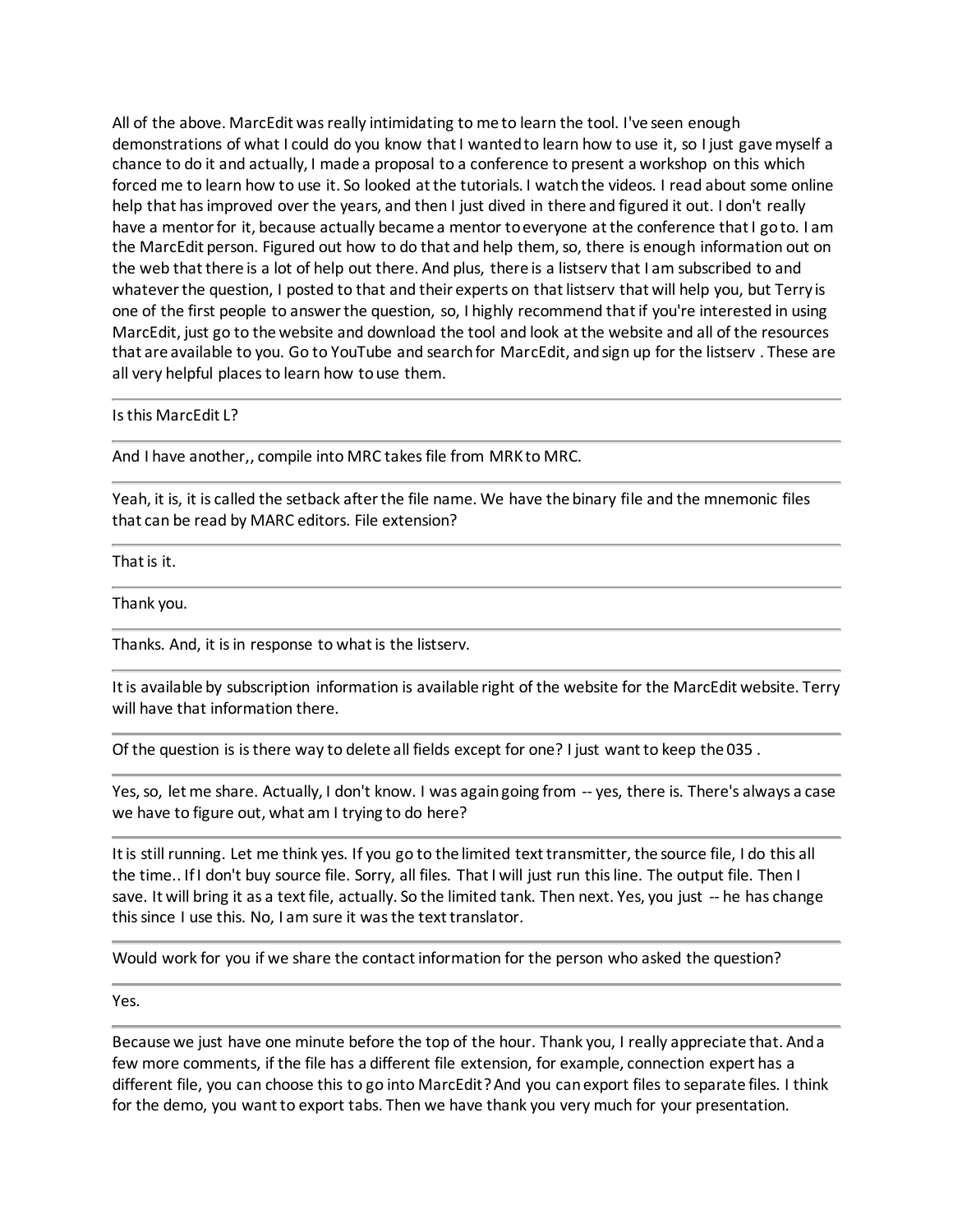All of the above. MarcEdit was really intimidating to me to learn the tool. I've seen enough demonstrations of what I could do you know that I wanted to learn how to use it, so I just gave myself a chance to do it and actually, I made a proposal to a conference to present a workshop on this which forced me to learn how to use it. So looked at the tutorials. I watch the videos. I read about some online help that has improved over the years, and then I just dived in there and figured it out. I don't really have a mentor for it, because actually became a mentor to everyone at the conference that I go to. I am the MarcEdit person. Figured out how to do that and help them, so, there is enough information out on the web that there is a lot of help out there. And plus, there is a listserv that I am subscribed to and whatever the question, I posted to that and their experts on that listserv that will help you, but Terry is one of the first people to answer the question, so, I highly recommend that if you're interested in using MarcEdit, just go to the website and download the tool and look at the website and all of the resources that are available to you. Go to YouTube and search for MarcEdit, and sign up for the listserv . These are all very helpful places to learn how to use them.

---

Is this MarcEdit L?

---

And I have another,, compile into MRC takes file from MRK to MRC.

---

Yeah, it is, it is called the setback after the file name. We have the binary file and the mnemonic files that can be read by MARC editors. File extension?

---

That is it.

---

Thank you.

---

Thanks. And, it is in response to what is the listserv.

---

It is available by subscription information is available right of the website for the MarcEdit website. Terry will have that information there.

---

Of the question is is there way to delete all fields except for one? I just want to keep the 035 .

---

Yes, so, let me share. Actually, I don't know. I was again going from -- yes, there is. There's always a case we have to figure out, what am I trying to do here?

---

It is still running. Let me think yes. If you go to the limited text transmitter, the source file, I do this all the time.. If I don't buy source file. Sorry, all files. That I will just run this line. The output file. Then I save. It will bring it as a text file, actually. So the limited tank. Then next. Yes, you just -- he has change this since I use this. No, I am sure it was the text translator.

---

Would work for you if we share the contact information for the person who asked the question?

---

Yes.

---

Because we just have one minute before the top of the hour. Thank you, I really appreciate that. And a few more comments, if the file has a different file extension, for example, connection expert has a different file, you can choose this to go into MarcEdit? And you can export files to separate files. I think for the demo, you want to export tabs. Then we have thank you very much for your presentation.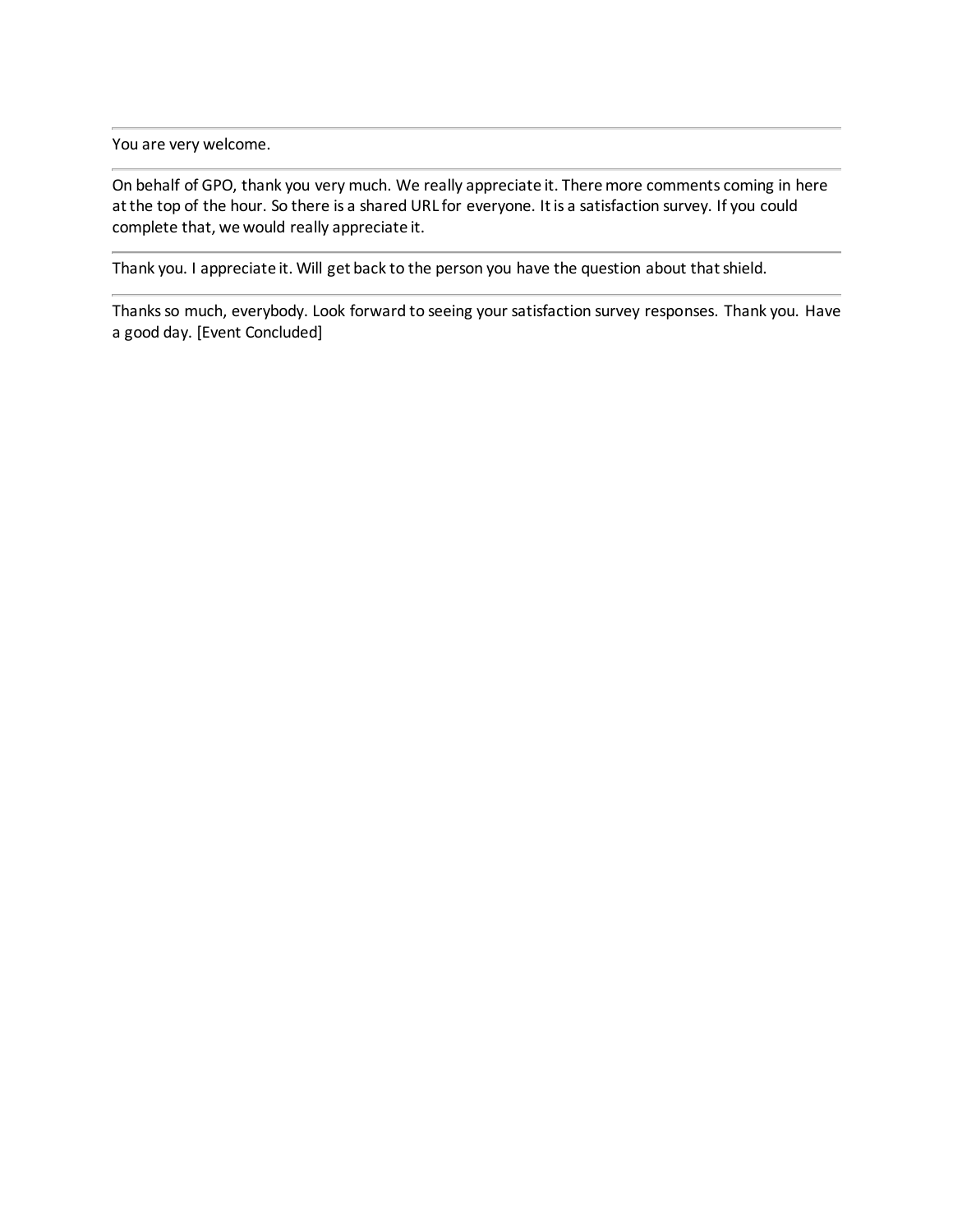---

You are very welcome.

---

On behalf of GPO, thank you very much. We really appreciate it. There more comments coming in here at the top of the hour. So there is a shared URL for everyone. It is a satisfaction survey. If you could complete that, we would really appreciate it.

---

Thank you. I appreciate it. Will get back to the person you have the question about that shield.

---

Thanks so much, everybody. Look forward to seeing your satisfaction survey responses. Thank you. Have a good day. [Event Concluded]